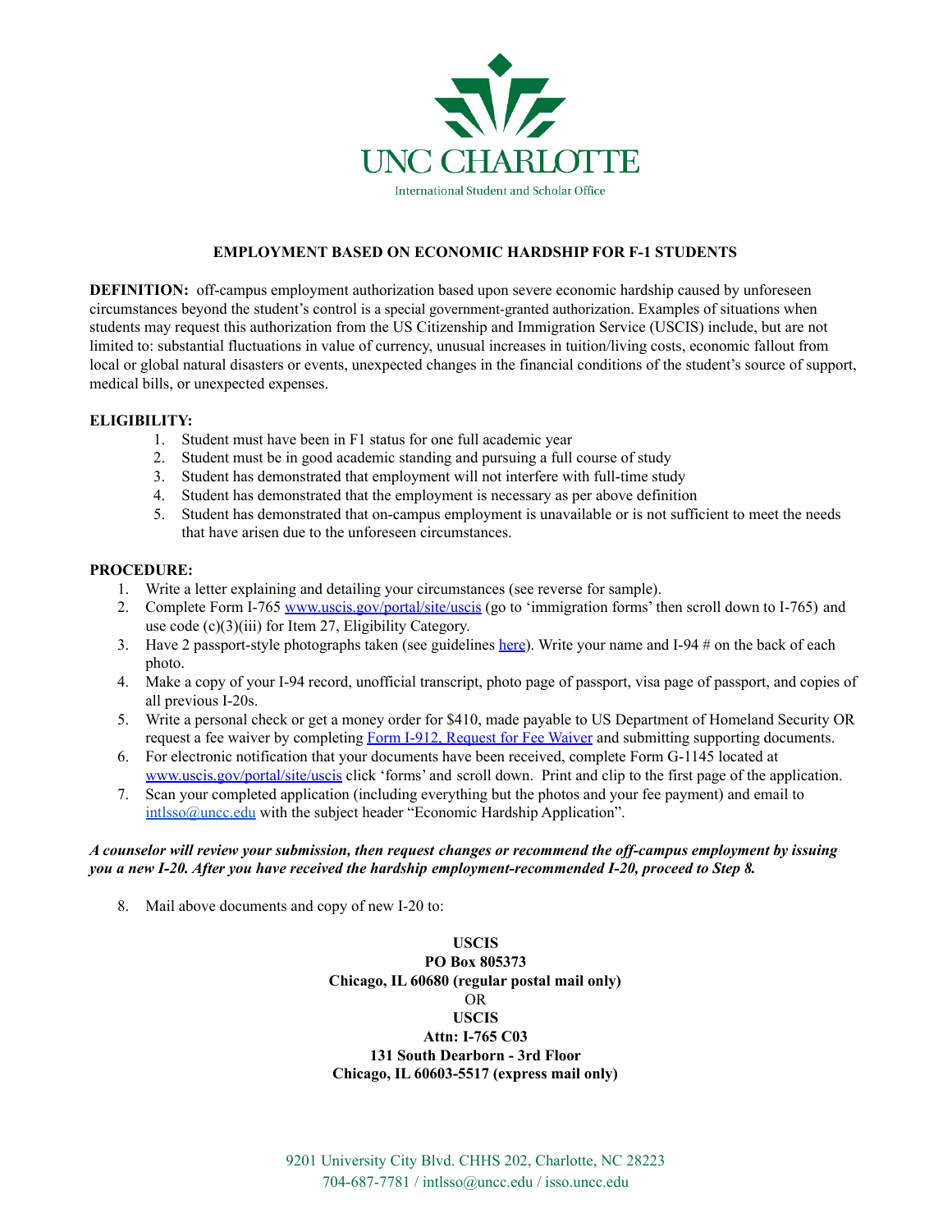UNC CHARLOTTE

International Student and Scholar Office

## EMPLOYMENT BASED ON ECONOMIC HARDSHIP FOR F-1 STUDENTS

**DEFINITION:** off-campus employment authorization based upon severe economic hardship caused by unforeseen circumstances beyond the student's control is a special government-granted authorization. Examples of situations when students may request this authorization from the US Citizenship and Immigration Service (USCIS) include, but are not limited to: substantial fluctuations in value of currency, unusual increases in tuition/living costs, economic fallout from local or global natural disasters or events, unexpected changes in the financial conditions of the student's source of support, medical bills, or unexpected expenses.

**ELIGIBILITY:**

1. Student must have been in F1 status for one full academic year
2. Student must be in good academic standing and pursuing a full course of study
3. Student has demonstrated that employment will not interfere with full-time study
4. Student has demonstrated that the employment is necessary as per above definition
5. Student has demonstrated that on-campus employment is unavailable or is not sufficient to meet the needs that have arisen due to the unforeseen circumstances.

**PROCEDURE:**

1. Write a letter explaining and detailing your circumstances (see reverse for sample).
2. Complete Form I-765 www.uscis.gov/portal/site/uscis (go to 'immigration forms' then scroll down to I-765) and use code (c)(3)(iii) for Item 27, Eligibility Category.
3. Have 2 passport-style photographs taken (see guidelines here). Write your name and I-94 # on the back of each photo.
4. Make a copy of your I-94 record, unofficial transcript, photo page of passport, visa page of passport, and copies of all previous I-20s.
5. Write a personal check or get a money order for $410, made payable to US Department of Homeland Security OR request a fee waiver by completing Form I-912, Request for Fee Waiver and submitting supporting documents.
6. For electronic notification that your documents have been received, complete Form G-1145 located at www.uscis.gov/portal/site/uscis click 'forms' and scroll down. Print and clip to the first page of the application.
7. Scan your completed application (including everything but the photos and your fee payment) and email to intlsso@uncc.edu with the subject header "Economic Hardship Application".

***A counselor will review your submission, then request changes or recommend the off-campus employment by issuing you a new I-20. After you have received the hardship employment-recommended I-20, proceed to Step 8.***

8. Mail above documents and copy of new I-20 to:

**USCIS**
**PO Box 805373**
**Chicago, IL 60680 (regular postal mail only)**
OR
**USCIS**
**Attn: I-765 C03**
**131 South Dearborn - 3rd Floor**
**Chicago, IL 60603-5517 (express mail only)**

9201 University City Blvd. CHHS 202, Charlotte, NC 28223
704-687-7781 / intlsso@uncc.edu / isso.uncc.edu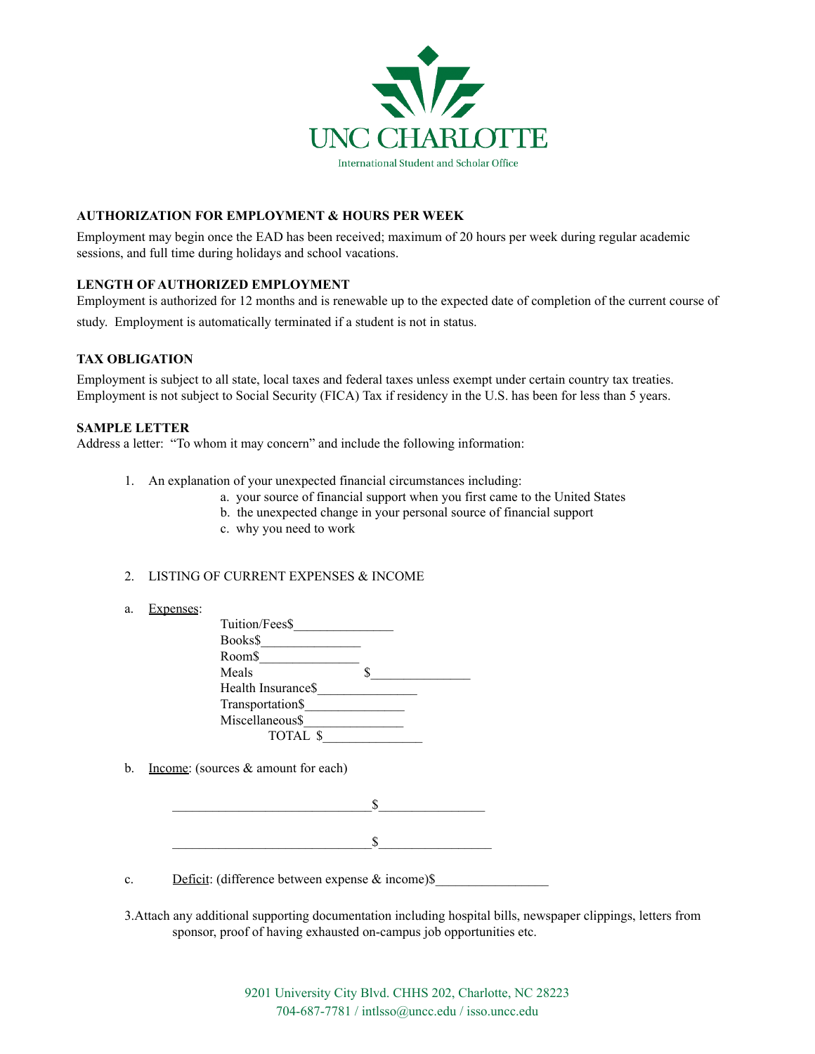UNC CHARLOTTE

International Student and Scholar Office

**AUTHORIZATION FOR EMPLOYMENT & HOURS PER WEEK**

Employment may begin once the EAD has been received; maximum of 20 hours per week during regular academic sessions, and full time during holidays and school vacations.

**LENGTH OF AUTHORIZED EMPLOYMENT**

Employment is authorized for 12 months and is renewable up to the expected date of completion of the current course of study. Employment is automatically terminated if a student is not in status.

**TAX OBLIGATION**

Employment is subject to all state, local taxes and federal taxes unless exempt under certain country tax treaties. Employment is not subject to Social Security (FICA) Tax if residency in the U.S. has been for less than 5 years.

**SAMPLE LETTER**

Address a letter: "To whom it may concern" and include the following information:

1. An explanation of your unexpected financial circumstances including:
   a. your source of financial support when you first came to the United States
   b. the unexpected change in your personal source of financial support
   c. why you need to work

2. LISTING OF CURRENT EXPENSES & INCOME

a. Expenses:

Tuition/Fees$_______________
Books$_______________
Room$_______________
Meals $_______________
Health Insurance$_______________
Transportation$_______________
Miscellaneous$_______________
TOTAL $_______________

b. Income: (sources & amount for each)

______________________________$________________

______________________________$_________________

c. Deficit: (difference between expense & income)$_________________

3. Attach any additional supporting documentation including hospital bills, newspaper clippings, letters from sponsor, proof of having exhausted on-campus job opportunities etc.

9201 University City Blvd. CHHS 202, Charlotte, NC 28223
704-687-7781 / intlsso@uncc.edu / isso.uncc.edu